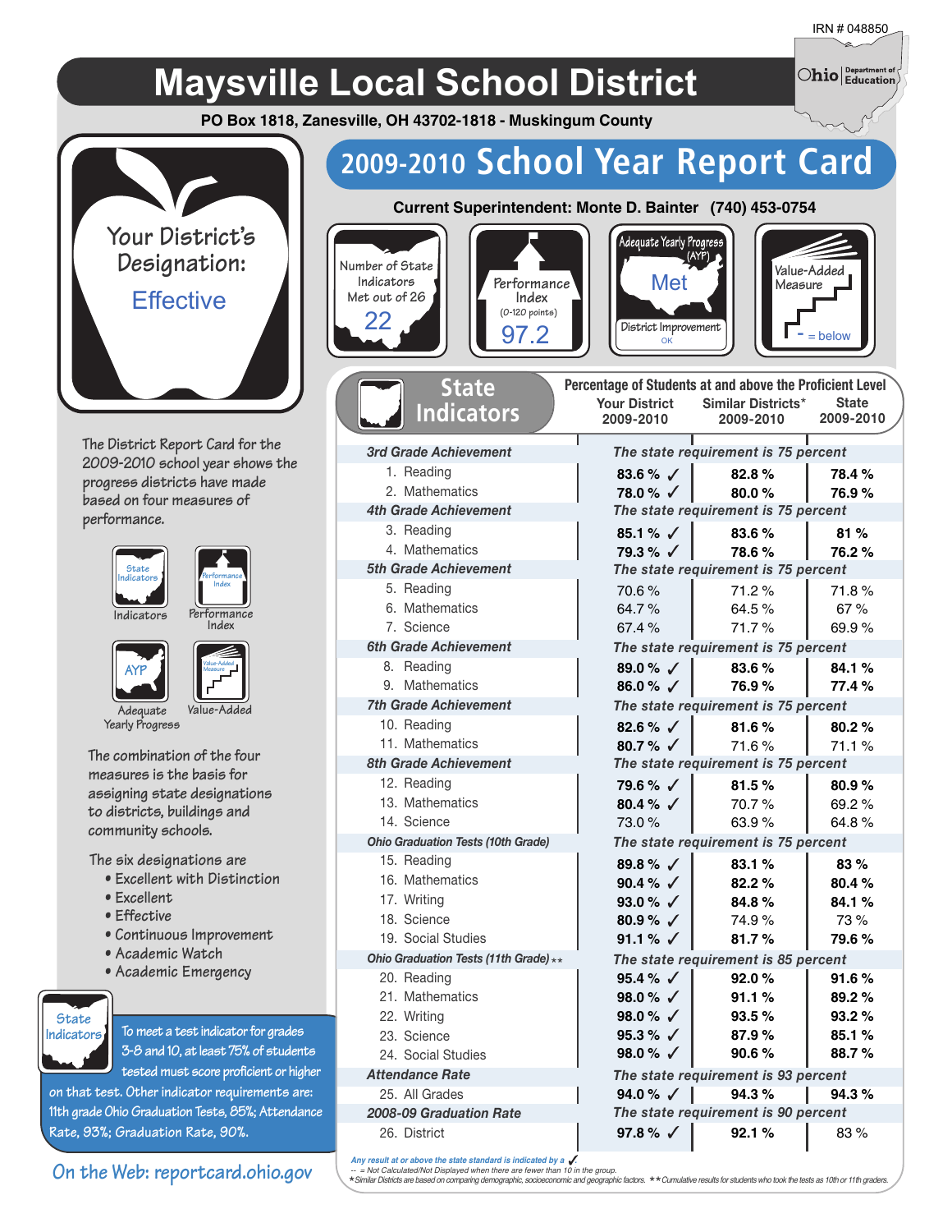IRN # 048850

# Maysville Local School District

**PO Box 1818, Zanesville, OH 43702-1818 - Muskingum County**

## 2009-2010 School Year Report Card

**Current Superintendent: Monte D. Bainter (740) 453-0754**

Your District's Designation: Effective

| Number of State Indicators Met out of 26 | Performance Index (0-120 points) | Adequate Yearly Progress (AYP) | Value-Added Measure |
|---|---|---|---|
| 22 | 97.2 | Met — District Improvement: OK | - = below |

The District Report Card for the 2009-2010 school year shows the progress districts have made based on four measures of performance.

- Indicators
- Performance Index
- Adequate Yearly Progress
- Value-Added

The combination of the four measures is the basis for assigning state designations to districts, buildings and community schools.

The six designations are

- Excellent with Distinction
- Excellent
- Effective
- Continuous Improvement
- Academic Watch
- Academic Emergency

To meet a test indicator for grades 3-8 and 10, at least 75% of students tested must score proficient or higher on that test. Other indicator requirements are: 11th grade Ohio Graduation Tests, 85%; Attendance Rate, 93%; Graduation Rate, 90%.

On the Web: reportcard.ohio.gov

## State Indicators

Percentage of Students at and above the Proficient Level

| | Your District 2009-2010 | Similar Districts* 2009-2010 | State 2009-2010 |
|---|---|---|---|
| ***3rd Grade Achievement*** | *The state requirement is 75 percent* | | |
| 1. Reading | **83.6 % ✓** | **82.8 %** | **78.4 %** |
| 2. Mathematics | **78.0 % ✓** | **80.0 %** | **76.9 %** |
| ***4th Grade Achievement*** | *The state requirement is 75 percent* | | |
| 3. Reading | **85.1 % ✓** | **83.6 %** | **81 %** |
| 4. Mathematics | **79.3 % ✓** | **78.6 %** | **76.2 %** |
| ***5th Grade Achievement*** | *The state requirement is 75 percent* | | |
| 5. Reading | 70.6 % | 71.2 % | 71.8 % |
| 6. Mathematics | 64.7 % | 64.5 % | 67 % |
| 7. Science | 67.4 % | 71.7 % | 69.9 % |
| ***6th Grade Achievement*** | *The state requirement is 75 percent* | | |
| 8. Reading | **89.0 % ✓** | **83.6 %** | **84.1 %** |
| 9. Mathematics | **86.0 % ✓** | **76.9 %** | **77.4 %** |
| ***7th Grade Achievement*** | *The state requirement is 75 percent* | | |
| 10. Reading | **82.6 % ✓** | **81.6 %** | **80.2 %** |
| 11. Mathematics | **80.7 % ✓** | 71.6 % | 71.1 % |
| ***8th Grade Achievement*** | *The state requirement is 75 percent* | | |
| 12. Reading | **79.6 % ✓** | **81.5 %** | **80.9 %** |
| 13. Mathematics | **80.4 % ✓** | 70.7 % | 69.2 % |
| 14. Science | 73.0 % | 63.9 % | 64.8 % |
| ***Ohio Graduation Tests (10th Grade)*** | *The state requirement is 75 percent* | | |
| 15. Reading | **89.8 % ✓** | **83.1 %** | **83 %** |
| 16. Mathematics | **90.4 % ✓** | **82.2 %** | **80.4 %** |
| 17. Writing | **93.0 % ✓** | **84.8 %** | **84.1 %** |
| 18. Science | **80.9 % ✓** | 74.9 % | 73 % |
| 19. Social Studies | **91.1 % ✓** | **81.7 %** | **79.6 %** |
| ***Ohio Graduation Tests (11th Grade)\*\**** | *The state requirement is 85 percent* | | |
| 20. Reading | **95.4 % ✓** | **92.0 %** | **91.6 %** |
| 21. Mathematics | **98.0 % ✓** | **91.1 %** | **89.2 %** |
| 22. Writing | **98.0 % ✓** | **93.5 %** | **93.2 %** |
| 23. Science | **95.3 % ✓** | **87.9 %** | **85.1 %** |
| 24. Social Studies | **98.0 % ✓** | **90.6 %** | **88.7 %** |
| ***Attendance Rate*** | *The state requirement is 93 percent* | | |
| 25. All Grades | **94.0 % ✓** | **94.3 %** | **94.3 %** |
| ***2008-09 Graduation Rate*** | *The state requirement is 90 percent* | | |
| 26. District | **97.8 % ✓** | **92.1 %** | 83 % |

*Any result at or above the state standard is indicated by a ✓.*

-- = Not Calculated/Not Displayed when there are fewer than 10 in the group.

*Similar Districts are based on comparing demographic, socioeconomic and geographic factors. **Cumulative results for students who took the tests as 10th or 11th graders.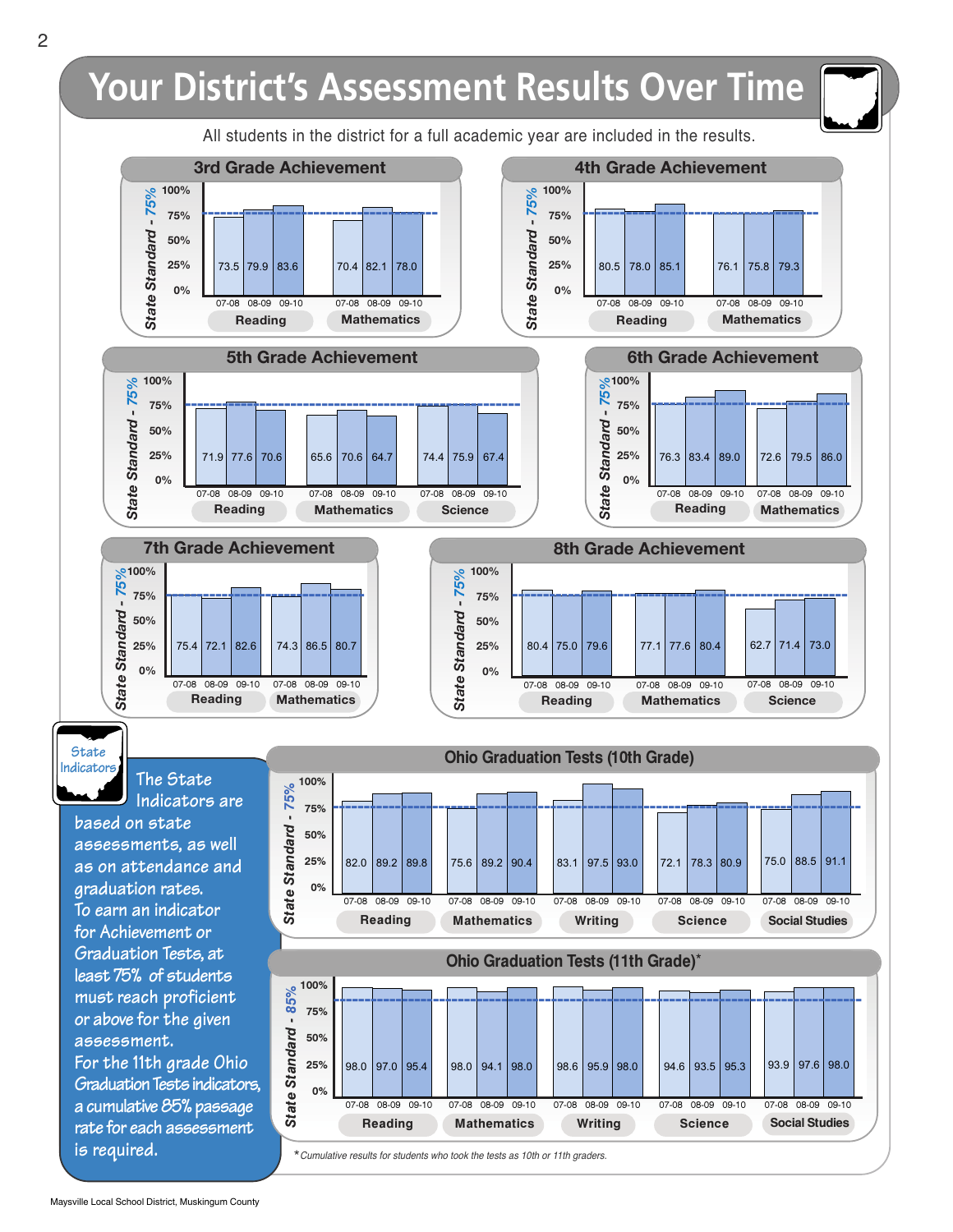# Your District's Assessment Results Over Time

All students in the district for a full academic year are included in the results.

## 3rd Grade Achievement

State Standard - 75%

| Subject | 07-08 | 08-09 | 09-10 |
|---|---|---|---|
| Reading | 73.5 | 79.9 | 83.6 |
| Mathematics | 70.4 | 82.1 | 78.0 |

## 4th Grade Achievement

State Standard - 75%

| Subject | 07-08 | 08-09 | 09-10 |
|---|---|---|---|
| Reading | 80.5 | 78.0 | 85.1 |
| Mathematics | 76.1 | 75.8 | 79.3 |

## 5th Grade Achievement

State Standard - 75%

| Subject | 07-08 | 08-09 | 09-10 |
|---|---|---|---|
| Reading | 71.9 | 77.6 | 70.6 |
| Mathematics | 65.6 | 70.6 | 64.7 |
| Science | 74.4 | 75.9 | 67.4 |

## 6th Grade Achievement

State Standard - 75%

| Subject | 07-08 | 08-09 | 09-10 |
|---|---|---|---|
| Reading | 76.3 | 83.4 | 89.0 |
| Mathematics | 72.6 | 79.5 | 86.0 |

## 7th Grade Achievement

State Standard - 75%

| Subject | 07-08 | 08-09 | 09-10 |
|---|---|---|---|
| Reading | 75.4 | 72.1 | 82.6 |
| Mathematics | 74.3 | 86.5 | 80.7 |

## 8th Grade Achievement

State Standard - 75%

| Subject | 07-08 | 08-09 | 09-10 |
|---|---|---|---|
| Reading | 80.4 | 75.0 | 79.6 |
| Mathematics | 77.1 | 77.6 | 80.4 |
| Science | 62.7 | 71.4 | 73.0 |

## State Indicators

The State Indicators are based on state assessments, as well as on attendance and graduation rates.

To earn an indicator for Achievement or Graduation Tests, at least 75% of students must reach proficient or above for the given assessment.

For the 11th grade Ohio Graduation Tests indicators, a cumulative 85% passage rate for each assessment is required.

## Ohio Graduation Tests (10th Grade)

State Standard - 75%

| Subject | 07-08 | 08-09 | 09-10 |
|---|---|---|---|
| Reading | 82.0 | 89.2 | 89.8 |
| Mathematics | 75.6 | 89.2 | 90.4 |
| Writing | 83.1 | 97.5 | 93.0 |
| Science | 72.1 | 78.3 | 80.9 |
| Social Studies | 75.0 | 88.5 | 91.1 |

## Ohio Graduation Tests (11th Grade)*

State Standard - 85%

| Subject | 07-08 | 08-09 | 09-10 |
|---|---|---|---|
| Reading | 98.0 | 97.0 | 95.4 |
| Mathematics | 98.0 | 94.1 | 98.0 |
| Writing | 98.6 | 95.9 | 98.0 |
| Science | 94.6 | 93.5 | 95.3 |
| Social Studies | 93.9 | 97.6 | 98.0 |

*Cumulative results for students who took the tests as 10th or 11th graders.

Maysville Local School District, Muskingum County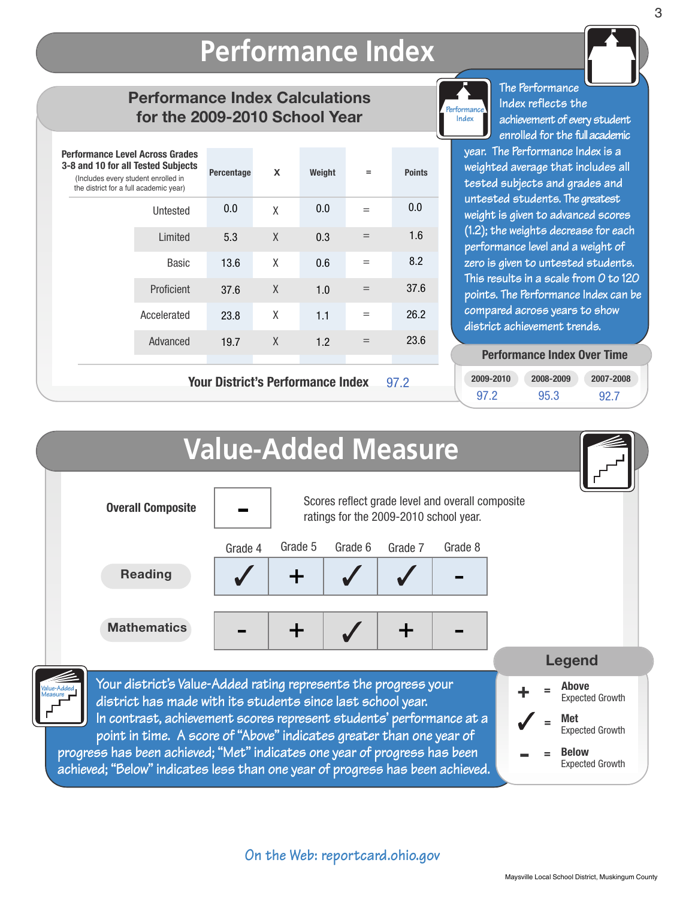# Performance Index

## Performance Index Calculations for the 2009-2010 School Year

| Performance Level Across Grades 3-8 and 10 for all Tested Subjects (Includes every student enrolled in the district for a full academic year) | Percentage | X | Weight | = | Points |
|---|---|---|---|---|---|
| Untested | 0.0 | X | 0.0 | = | 0.0 |
| Limited | 5.3 | X | 0.3 | = | 1.6 |
| Basic | 13.6 | X | 0.6 | = | 8.2 |
| Proficient | 37.6 | X | 1.0 | = | 37.6 |
| Accelerated | 23.8 | X | 1.1 | = | 26.2 |
| Advanced | 19.7 | X | 1.2 | = | 23.6 |

**Your District's Performance Index** 97.2

*The Performance Index reflects the achievement of every student enrolled for the full academic year. The Performance Index is a weighted average that includes all tested subjects and grades and untested students. The greatest weight is given to advanced scores (1.2); the weights decrease for each performance level and a weight of zero is given to untested students. This results in a scale from 0 to 120 points. The Performance Index can be compared across years to show district achievement trends.*

### Performance Index Over Time

| 2009-2010 | 2008-2009 | 2007-2008 |
|---|---|---|
| 97.2 | 95.3 | 92.7 |

# Value-Added Measure

**Overall Composite**: -

Scores reflect grade level and overall composite ratings for the 2009-2010 school year.

| | Grade 4 | Grade 5 | Grade 6 | Grade 7 | Grade 8 |
|---|---|---|---|---|---|
| **Reading** | ✓ | + | ✓ | ✓ | - |
| **Mathematics** | - | + | ✓ | + | - |

*Your district's Value-Added rating represents the progress your district has made with its students since last school year. In contrast, achievement scores represent students' performance at a point in time. A score of "Above" indicates greater than one year of progress has been achieved; "Met" indicates one year of progress has been achieved; "Below" indicates less than one year of progress has been achieved.*

### Legend

- + = **Above** Expected Growth
- ✓ = **Met** Expected Growth
- - = **Below** Expected Growth

*On the Web: reportcard.ohio.gov*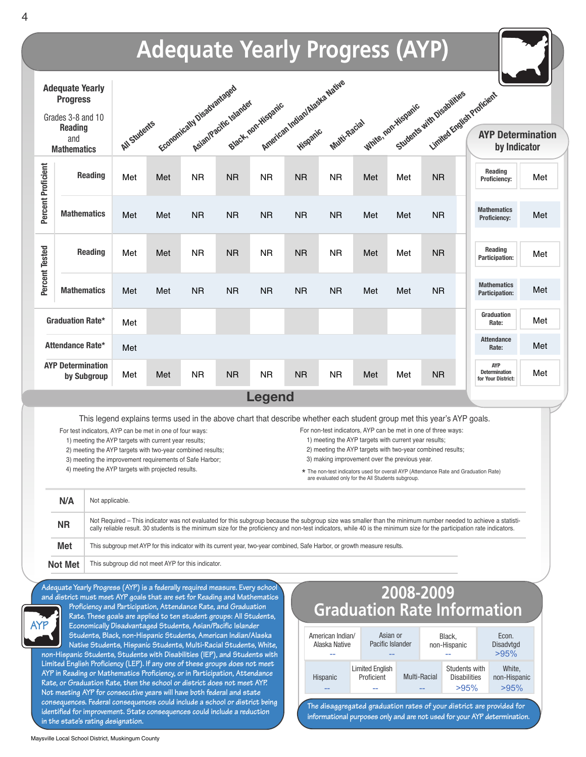# Adequate Yearly Progress (AYP)

| Adequate Yearly Progress Grades 3-8 and 10 Reading and Mathematics | | All Students | Economically Disadvantaged | Asian/Pacific Islander | Black, non-Hispanic | American Indian/Alaska Native | Hispanic | Multi-Racial | White, non-Hispanic | Students with Disabilities | Limited English Proficient |
|---|---|---|---|---|---|---|---|---|---|---|---|
| Percent Proficient | Reading | Met | Met | NR | NR | NR | NR | NR | Met | Met | NR |
| | Mathematics | Met | Met | NR | NR | NR | NR | NR | Met | Met | NR |
| Percent Tested | Reading | Met | Met | NR | NR | NR | NR | NR | Met | Met | NR |
| | Mathematics | Met | Met | NR | NR | NR | NR | NR | Met | Met | NR |
| Graduation Rate* | | Met | | | | | | | | | |
| Attendance Rate* | | Met | | | | | | | | | |
| AYP Determination by Subgroup | | Met | Met | NR | NR | NR | NR | NR | Met | Met | NR |

## AYP Determination by Indicator

| Indicator | |
|---|---|
| Reading Proficiency: | Met |
| Mathematics Proficiency: | Met |
| Reading Participation: | Met |
| Mathematics Participation: | Met |
| Graduation Rate: | Met |
| Attendance Rate: | Met |
| AYP Determination for Your District: | Met |

## Legend

This legend explains terms used in the above chart that describe whether each student group met this year's AYP goals.

For test indicators, AYP can be met in one of four ways:
1) meeting the AYP targets with current year results;
2) meeting the AYP targets with two-year combined results;
3) meeting the improvement requirements of Safe Harbor;
4) meeting the AYP targets with projected results.

For non-test indicators, AYP can be met in one of three ways:
1) meeting the AYP targets with current year results;
2) meeting the AYP targets with two-year combined results;
3) making improvement over the previous year.

\* The non-test indicators used for overall AYP (Attendance Rate and Graduation Rate) are evaluated only for the All Students subgroup.

| | |
|---|---|
| **N/A** | Not applicable. |
| **NR** | Not Required – This indicator was not evaluated for this subgroup because the subgroup size was smaller than the minimum number needed to achieve a statistically reliable result. 30 students is the minimum size for the proficiency and non-test indicators, while 40 is the minimum size for the participation rate indicators. |
| **Met** | This subgroup met AYP for this indicator with its current year, two-year combined, Safe Harbor, or growth measure results. |
| **Not Met** | This subgroup did not meet AYP for this indicator. |

Adequate Yearly Progress (AYP) is a federally required measure. Every school and district must meet AYP goals that are set for Reading and Mathematics Proficiency and Participation, Attendance Rate, and Graduation Rate. These goals are applied to ten student groups: All Students, Economically Disadvantaged Students, Asian/Pacific Islander Students, Black, non-Hispanic Students, American Indian/Alaska Native Students, Hispanic Students, Multi-Racial Students, White, non-Hispanic Students, Students with Disabilities (IEP), and Students with Limited English Proficiency (LEP). If any one of these groups does not meet AYP in Reading or Mathematics Proficiency, or in Participation, Attendance Rate, or Graduation Rate, then the school or district does not meet AYP. Not meeting AYP for consecutive years will have both federal and state consequences. Federal consequences could include a school or district being identified for improvement. State consequences could include a reduction in the state's rating designation.

## 2008-2009 Graduation Rate Information

| American Indian/ Alaska Native | Asian or Pacific Islander | Black, non-Hispanic | Econ. Disadvtgd |
|---|---|---|---|
| -- | -- | -- | >95% |

| Hispanic | Limited English Proficient | Multi-Racial | Students with Disabilities | White, non-Hispanic |
|---|---|---|---|---|
| -- | -- | -- | >95% | >95% |

The disaggregated graduation rates of your district are provided for informational purposes only and are not used for your AYP determination.

Maysville Local School District, Muskingum County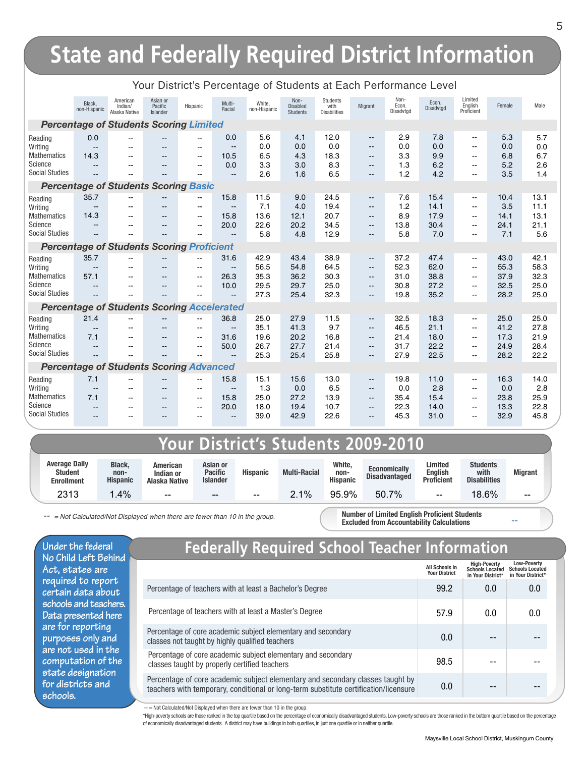# State and Federally Required District Information

### Your District's Percentage of Students at Each Performance Level

| | Black, non-Hispanic | American Indian/ Alaska Native | Asian or Pacific Islander | Hispanic | Multi-Racial | White, non-Hispanic | Non-Disabled Students | Students with Disabilities | Migrant | Non-Econ. Disadvtgd | Econ. Disadvtgd | Limited English Proficient | Female | Male |
|---|---|---|---|---|---|---|---|---|---|---|---|---|---|---|
| ***Percentage of Students Scoring Limited*** | | | | | | | | | | | | | | |
| Reading | 0.0 | -- | -- | -- | 0.0 | 5.6 | 4.1 | 12.0 | -- | 2.9 | 7.8 | -- | 5.3 | 5.7 |
| Writing | -- | -- | -- | -- | -- | 0.0 | 0.0 | 0.0 | -- | 0.0 | 0.0 | -- | 0.0 | 0.0 |
| Mathematics | 14.3 | -- | -- | -- | 10.5 | 6.5 | 4.3 | 18.3 | -- | 3.3 | 9.9 | -- | 6.8 | 6.7 |
| Science | -- | -- | -- | -- | 0.0 | 3.3 | 3.0 | 8.3 | -- | 1.3 | 6.2 | -- | 5.2 | 2.6 |
| Social Studies | -- | -- | -- | -- | -- | 2.6 | 1.6 | 6.5 | -- | 1.2 | 4.2 | -- | 3.5 | 1.4 |
| ***Percentage of Students Scoring Basic*** | | | | | | | | | | | | | | |
| Reading | 35.7 | -- | -- | -- | 15.8 | 11.5 | 9.0 | 24.5 | -- | 7.6 | 15.4 | -- | 10.4 | 13.1 |
| Writing | -- | -- | -- | -- | -- | 7.1 | 4.0 | 19.4 | -- | 1.2 | 14.1 | -- | 3.5 | 11.1 |
| Mathematics | 14.3 | -- | -- | -- | 15.8 | 13.6 | 12.1 | 20.7 | -- | 8.9 | 17.9 | -- | 14.1 | 13.1 |
| Science | -- | -- | -- | -- | 20.0 | 22.6 | 20.2 | 34.5 | -- | 13.8 | 30.4 | -- | 24.1 | 21.1 |
| Social Studies | -- | -- | -- | -- | -- | 5.8 | 4.8 | 12.9 | -- | 5.8 | 7.0 | -- | 7.1 | 5.6 |
| ***Percentage of Students Scoring Proficient*** | | | | | | | | | | | | | | |
| Reading | 35.7 | -- | -- | -- | 31.6 | 42.9 | 43.4 | 38.9 | -- | 37.2 | 47.4 | -- | 43.0 | 42.1 |
| Writing | -- | -- | -- | -- | -- | 56.5 | 54.8 | 64.5 | -- | 52.3 | 62.0 | -- | 55.3 | 58.3 |
| Mathematics | 57.1 | -- | -- | -- | 26.3 | 35.3 | 36.2 | 30.3 | -- | 31.0 | 38.8 | -- | 37.9 | 32.3 |
| Science | -- | -- | -- | -- | 10.0 | 29.5 | 29.7 | 25.0 | -- | 30.8 | 27.2 | -- | 32.5 | 25.0 |
| Social Studies | -- | -- | -- | -- | -- | 27.3 | 25.4 | 32.3 | -- | 19.8 | 35.2 | -- | 28.2 | 25.0 |
| ***Percentage of Students Scoring Accelerated*** | | | | | | | | | | | | | | |
| Reading | 21.4 | -- | -- | -- | 36.8 | 25.0 | 27.9 | 11.5 | -- | 32.5 | 18.3 | -- | 25.0 | 25.0 |
| Writing | -- | -- | -- | -- | -- | 35.1 | 41.3 | 9.7 | -- | 46.5 | 21.1 | -- | 41.2 | 27.8 |
| Mathematics | 7.1 | -- | -- | -- | 31.6 | 19.6 | 20.2 | 16.8 | -- | 21.4 | 18.0 | -- | 17.3 | 21.9 |
| Science | -- | -- | -- | -- | 50.0 | 26.7 | 27.7 | 21.4 | -- | 31.7 | 22.2 | -- | 24.9 | 28.4 |
| Social Studies | -- | -- | -- | -- | -- | 25.3 | 25.4 | 25.8 | -- | 27.9 | 22.5 | -- | 28.2 | 22.2 |
| ***Percentage of Students Scoring Advanced*** | | | | | | | | | | | | | | |
| Reading | 7.1 | -- | -- | -- | 15.8 | 15.1 | 15.6 | 13.0 | -- | 19.8 | 11.0 | -- | 16.3 | 14.0 |
| Writing | -- | -- | -- | -- | -- | 1.3 | 0.0 | 6.5 | -- | 0.0 | 2.8 | -- | 0.0 | 2.8 |
| Mathematics | 7.1 | -- | -- | -- | 15.8 | 25.0 | 27.2 | 13.9 | -- | 35.4 | 15.4 | -- | 23.8 | 25.9 |
| Science | -- | -- | -- | -- | 20.0 | 18.0 | 19.4 | 10.7 | -- | 22.3 | 14.0 | -- | 13.3 | 22.8 |
| Social Studies | -- | -- | -- | -- | -- | 39.0 | 42.9 | 22.6 | -- | 45.3 | 31.0 | -- | 32.9 | 45.8 |

## Your District's Students 2009-2010

| Average Daily Student Enrollment | Black, non-Hispanic | American Indian or Alaska Native | Asian or Pacific Islander | Hispanic | Multi-Racial | White, non-Hispanic | Economically Disadvantaged | Limited English Proficient | Students with Disabilities | Migrant |
|---|---|---|---|---|---|---|---|---|---|---|
| 2313 | 1.4% | -- | -- | -- | 2.1% | 95.9% | 50.7% | -- | 18.6% | -- |

*-- = Not Calculated/Not Displayed when there are fewer than 10 in the group.*

**Number of Limited English Proficient Students Excluded from Accountability Calculations** --

Under the federal No Child Left Behind Act, states are required to report certain data about schools and teachers. Data presented here are for reporting purposes only and are not used in the computation of the state designation for districts and schools.

## Federally Required School Teacher Information

| | All Schools in Your District | High-Poverty Schools Located in Your District* | Low-Poverty Schools Located in Your District* |
|---|---|---|---|
| Percentage of teachers with at least a Bachelor's Degree | 99.2 | 0.0 | 0.0 |
| Percentage of teachers with at least a Master's Degree | 57.9 | 0.0 | 0.0 |
| Percentage of core academic subject elementary and secondary classes not taught by highly qualified teachers | 0.0 | -- | -- |
| Percentage of core academic subject elementary and secondary classes taught by properly certified teachers | 98.5 | -- | -- |
| Percentage of core academic subject elementary and secondary classes taught by teachers with temporary, conditional or long-term substitute certification/licensure | 0.0 | -- | -- |

-- = Not Calculated/Not Displayed when there are fewer than 10 in the group.

*High-poverty schools are those ranked in the top quartile based on the percentage of economically disadvantaged students. Low-poverty schools are those ranked in the bottom quartile based on the percentage of economically disadvantaged students. A district may have buildings in both quartiles, in just one quartile or in neither quartile.

Maysville Local School District, Muskingum County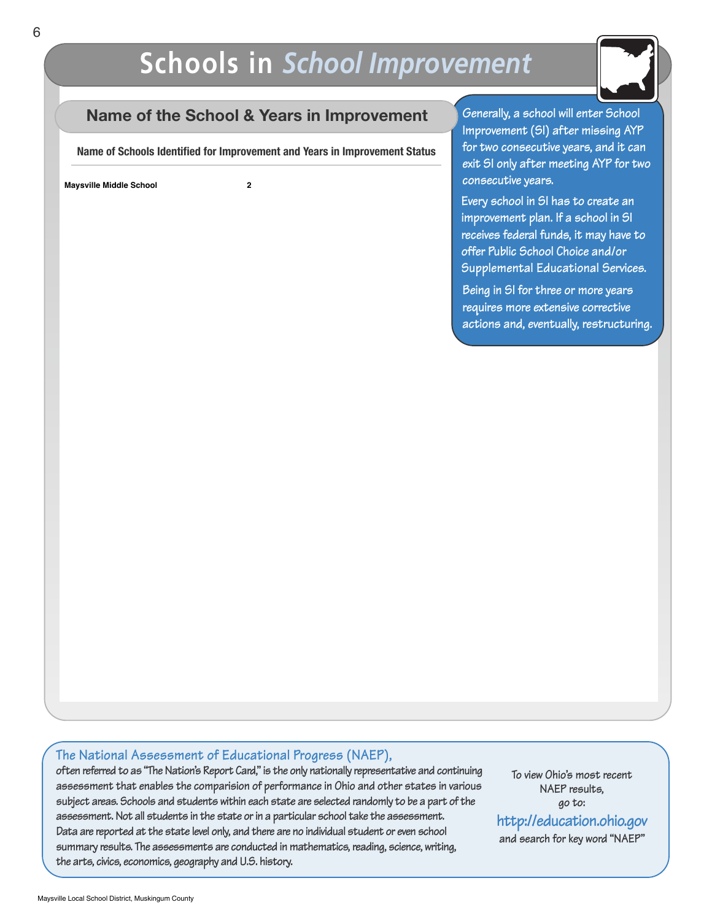# Schools in *School Improvement*

## Name of the School & Years in Improvement

| Name of Schools Identified for Improvement and Years in Improvement Status | |
|---|---|
| **Maysville Middle School** | **2** |

Generally, a school will enter School Improvement (SI) after missing AYP for two consecutive years, and it can exit SI only after meeting AYP for two consecutive years.

Every school in SI has to create an improvement plan. If a school in SI receives federal funds, it may have to offer Public School Choice and/or Supplemental Educational Services.

Being in SI for three or more years requires more extensive corrective actions and, eventually, restructuring.

### The National Assessment of Educational Progress (NAEP),

often referred to as "The Nation's Report Card," is the only nationally representative and continuing assessment that enables the comparision of performance in Ohio and other states in various subject areas. Schools and students within each state are selected randomly to be a part of the assessment. Not all students in the state or in a particular school take the assessment. Data are reported at the state level only, and there are no individual student or even school summary results. The assessments are conducted in mathematics, reading, science, writing, the arts, civics, economics, geography and U.S. history.

To view Ohio's most recent NAEP results, go to:

**http://education.ohio.gov**

and search for key word "NAEP"

Maysville Local School District, Muskingum County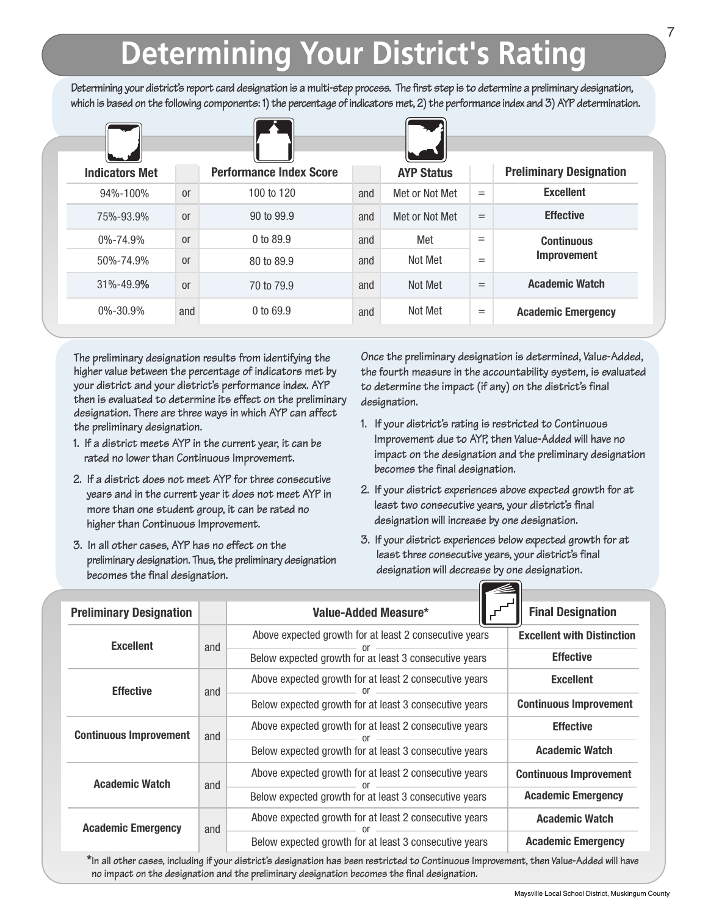# Determining Your District's Rating

Determining your district's report card designation is a multi-step process. The first step is to determine a preliminary designation, which is based on the following components: 1) the percentage of indicators met, 2) the performance index and 3) AYP determination.

| Indicators Met | | Performance Index Score | | AYP Status | | Preliminary Designation |
|---|---|---|---|---|---|---|
| 94%-100% | or | 100 to 120 | and | Met or Not Met | = | **Excellent** |
| 75%-93.9% | or | 90 to 99.9 | and | Met or Not Met | = | **Effective** |
| 0%-74.9% | or | 0 to 89.9 | and | Met | = | **Continuous Improvement** |
| 50%-74.9% | or | 80 to 89.9 | and | Not Met | = | |
| 31%-49.9% | or | 70 to 79.9 | and | Not Met | = | **Academic Watch** |
| 0%-30.9% | and | 0 to 69.9 | and | Not Met | = | **Academic Emergency** |

The preliminary designation results from identifying the higher value between the percentage of indicators met by your district and your district's performance index. AYP then is evaluated to determine its effect on the preliminary designation. There are three ways in which AYP can affect the preliminary designation.

1. If a district meets AYP in the current year, it can be rated no lower than Continuous Improvement.
2. If a district does not meet AYP for three consecutive years and in the current year it does not meet AYP in more than one student group, it can be rated no higher than Continuous Improvement.
3. In all other cases, AYP has no effect on the preliminary designation. Thus, the preliminary designation becomes the final designation.

Once the preliminary designation is determined, Value-Added, the fourth measure in the accountability system, is evaluated to determine the impact (if any) on the district's final designation.

1. If your district's rating is restricted to Continuous Improvement due to AYP, then Value-Added will have no impact on the designation and the preliminary designation becomes the final designation.
2. If your district experiences above expected growth for at least two consecutive years, your district's final designation will increase by one designation.
3. If your district experiences below expected growth for at least three consecutive years, your district's final designation will decrease by one designation.

| Preliminary Designation | | Value-Added Measure* | Final Designation |
|---|---|---|---|
| **Excellent** | and | Above expected growth for at least 2 consecutive years | **Excellent with Distinction** |
| | | or | |
| | | Below expected growth for at least 3 consecutive years | **Effective** |
| **Effective** | and | Above expected growth for at least 2 consecutive years | **Excellent** |
| | | or | |
| | | Below expected growth for at least 3 consecutive years | **Continuous Improvement** |
| **Continuous Improvement** | and | Above expected growth for at least 2 consecutive years | **Effective** |
| | | or | |
| | | Below expected growth for at least 3 consecutive years | **Academic Watch** |
| **Academic Watch** | and | Above expected growth for at least 2 consecutive years | **Continuous Improvement** |
| | | or | |
| | | Below expected growth for at least 3 consecutive years | **Academic Emergency** |
| **Academic Emergency** | and | Above expected growth for at least 2 consecutive years | **Academic Watch** |
| | | or | |
| | | Below expected growth for at least 3 consecutive years | **Academic Emergency** |

*In all other cases, including if your district's designation has been restricted to Continuous Improvement, then Value-Added will have no impact on the designation and the preliminary designation becomes the final designation.

Maysville Local School District, Muskingum County